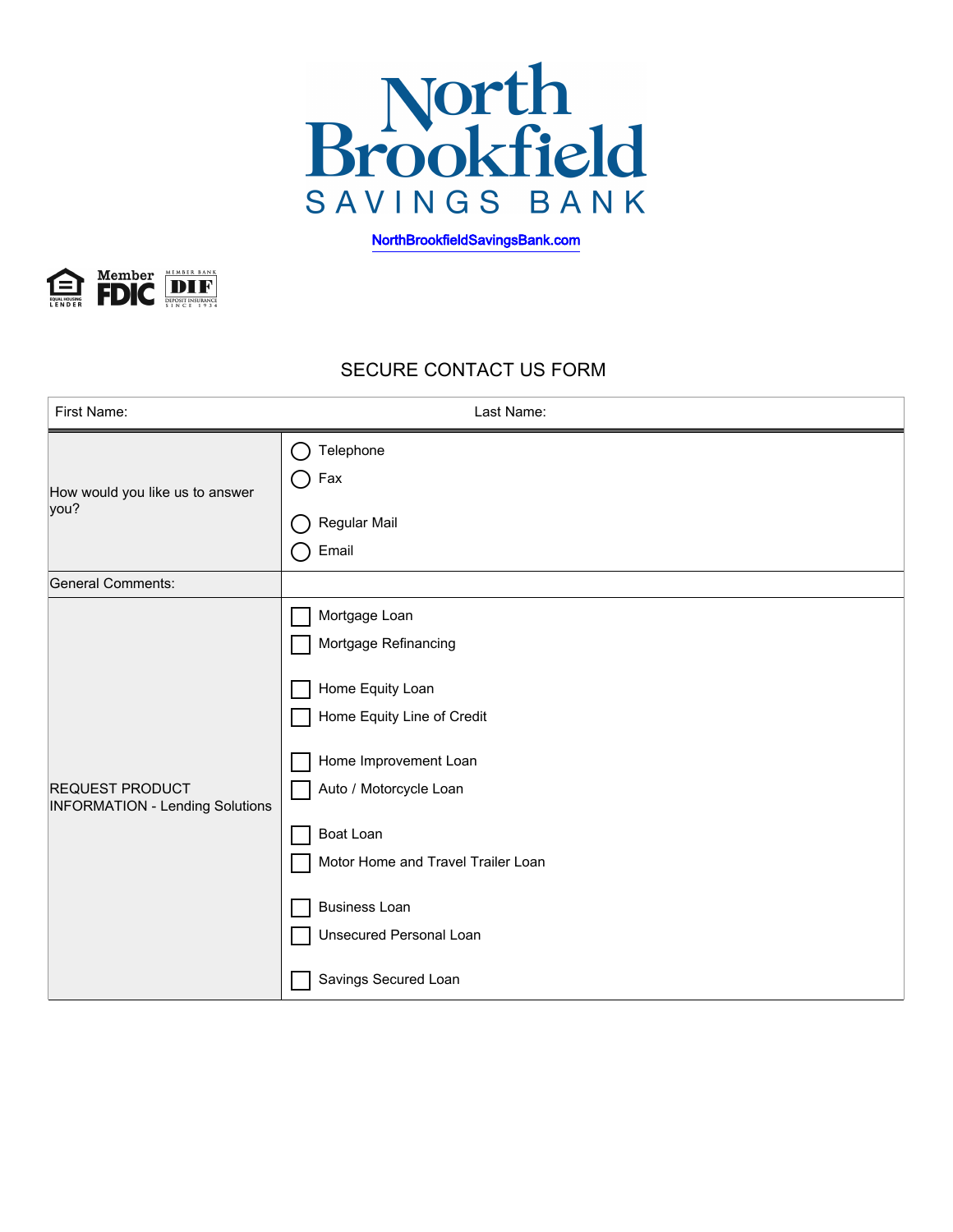# North Brookfield SAVINGS BANK

NorthBrookfieldSavingsBank.com

Member FDIC | Member Bank DIF Deposit Insurance Since 1934 | Equal Housing Lender

## SECURE CONTACT US FORM

| First Name: | Last Name: |
|---|---|
| How would you like us to answer you? | ◯ Telephone<br>◯ Fax<br>◯ Regular Mail<br>◯ Email |
| General Comments: | |
| REQUEST PRODUCT INFORMATION - Lending Solutions | ☐ Mortgage Loan<br>☐ Mortgage Refinancing<br>☐ Home Equity Loan<br>☐ Home Equity Line of Credit<br>☐ Home Improvement Loan<br>☐ Auto / Motorcycle Loan<br>☐ Boat Loan<br>☐ Motor Home and Travel Trailer Loan<br>☐ Business Loan<br>☐ Unsecured Personal Loan<br>☐ Savings Secured Loan |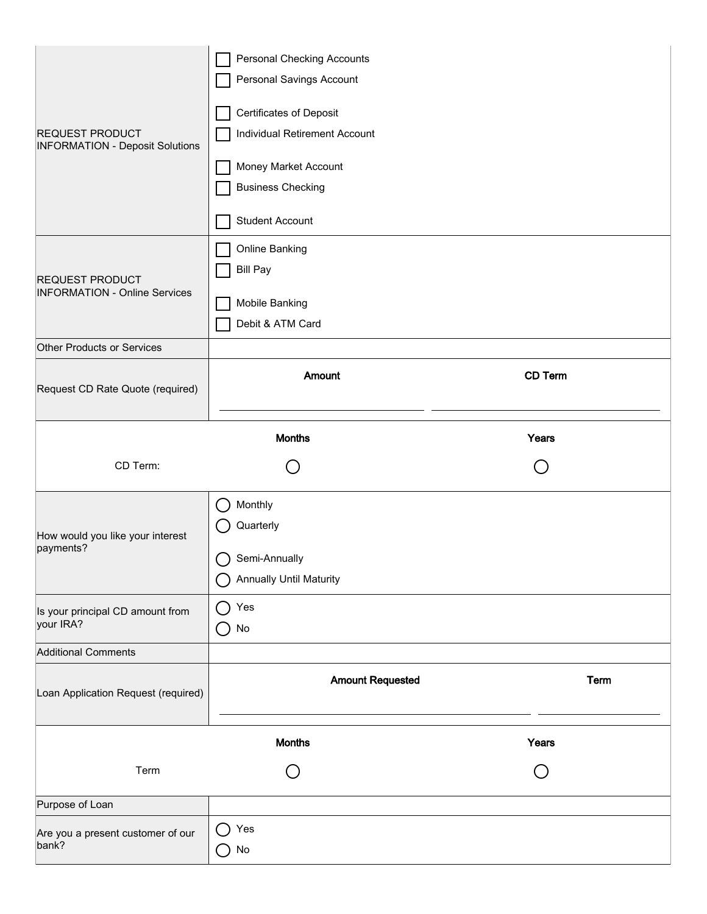| | |
|---|---|
| REQUEST PRODUCT INFORMATION - Deposit Solutions | ☐ Personal Checking Accounts<br>☐ Personal Savings Account<br>☐ Certificates of Deposit<br>☐ Individual Retirement Account<br>☐ Money Market Account<br>☐ Business Checking<br>☐ Student Account |
| REQUEST PRODUCT INFORMATION - Online Services | ☐ Online Banking<br>☐ Bill Pay<br>☐ Mobile Banking<br>☐ Debit & ATM Card |
| Other Products or Services | |
| Request CD Rate Quote (required) | **Amount** ________ **CD Term** ________ |
| CD Term: | ◯ **Months** ◯ **Years** |
| How would you like your interest payments? | ◯ Monthly<br>◯ Quarterly<br>◯ Semi-Annually<br>◯ Annually Until Maturity |
| Is your principal CD amount from your IRA? | ◯ Yes<br>◯ No |
| Additional Comments | |
| Loan Application Request (required) | **Amount Requested** ________ **Term** ________ |
| Term | ◯ **Months** ◯ **Years** |
| Purpose of Loan | |
| Are you a present customer of our bank? | ◯ Yes<br>◯ No |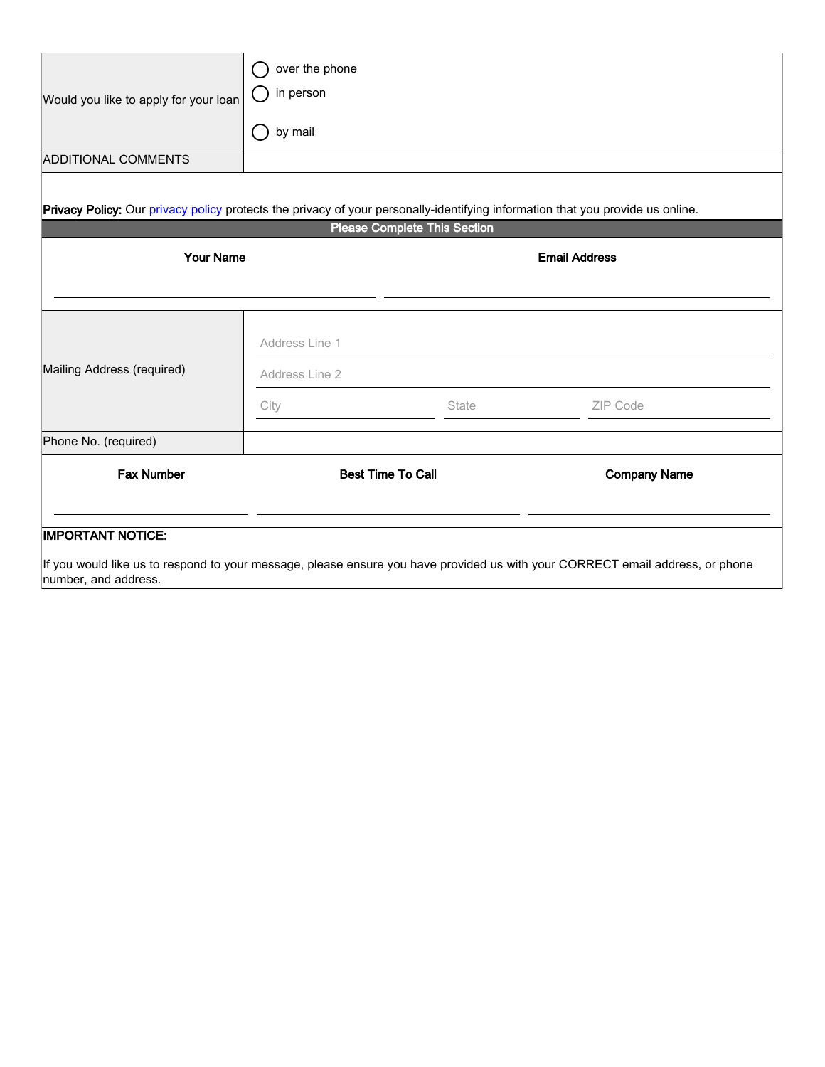| | |
|---|---|
| Would you like to apply for your loan | ◯ over the phone<br>◯ in person<br>◯ by mail |
| ADDITIONAL COMMENTS | |

**Privacy Policy:** Our privacy policy protects the privacy of your personally-identifying information that you provide us online.

**Please Complete This Section**

| Your Name | Email Address |
|---|---|
| | |

| | | | |
|---|---|---|---|
| Mailing Address (required) | Address Line 1 | | |
| | Address Line 2 | | |
| | City | State | ZIP Code |
| Phone No. (required) | | | |

| Fax Number | Best Time To Call | Company Name |
|---|---|---|
| | | |

**IMPORTANT NOTICE:**

If you would like us to respond to your message, please ensure you have provided us with your CORRECT email address, or phone number, and address.